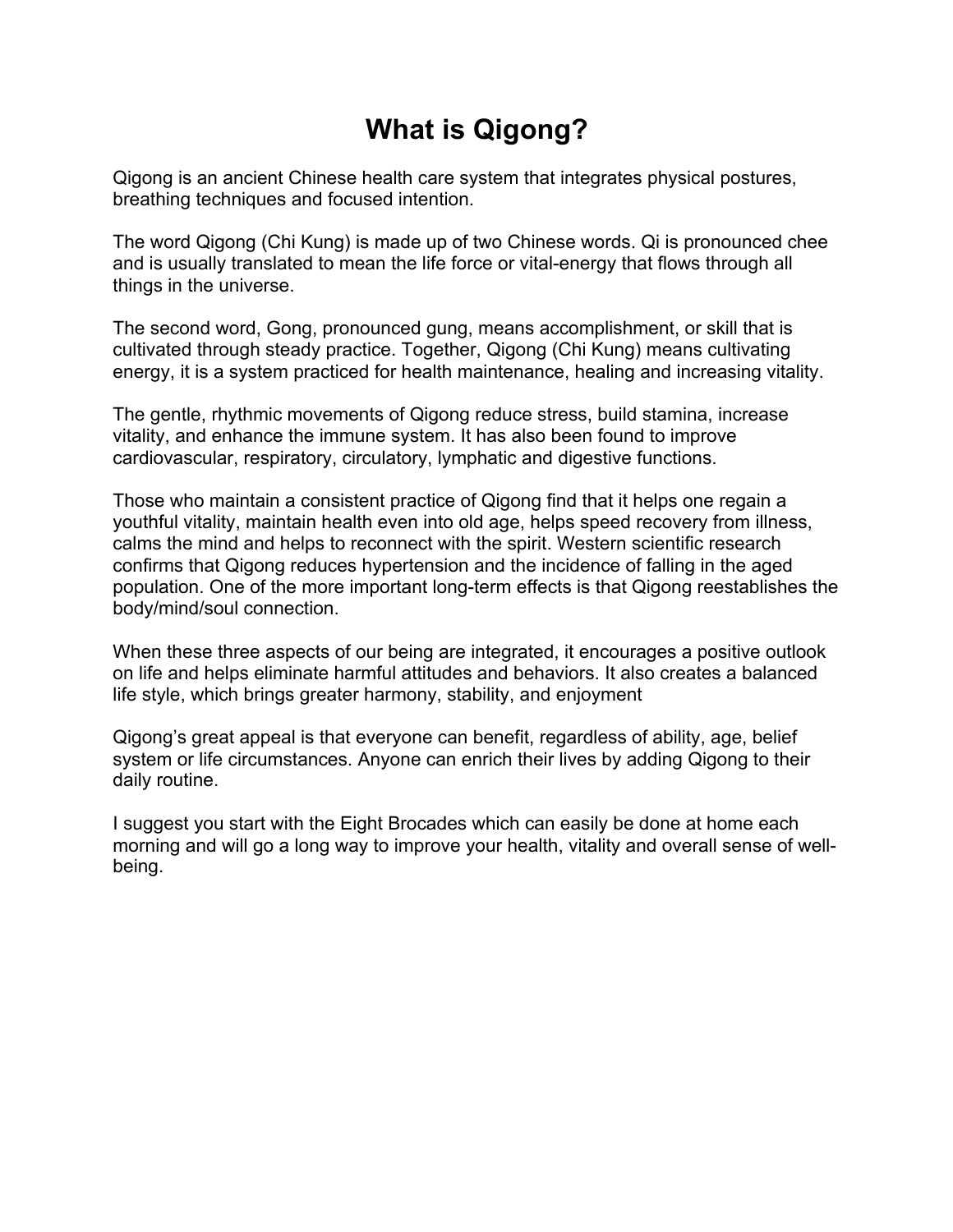# What is Qigong?

Qigong is an ancient Chinese health care system that integrates physical postures, breathing techniques and focused intention.

The word Qigong (Chi Kung) is made up of two Chinese words. Qi is pronounced chee and is usually translated to mean the life force or vital-energy that flows through all things in the universe.

The second word, Gong, pronounced gung, means accomplishment, or skill that is cultivated through steady practice. Together, Qigong (Chi Kung) means cultivating energy, it is a system practiced for health maintenance, healing and increasing vitality.

The gentle, rhythmic movements of Qigong reduce stress, build stamina, increase vitality, and enhance the immune system. It has also been found to improve cardiovascular, respiratory, circulatory, lymphatic and digestive functions.

Those who maintain a consistent practice of Qigong find that it helps one regain a youthful vitality, maintain health even into old age, helps speed recovery from illness, calms the mind and helps to reconnect with the spirit. Western scientific research confirms that Qigong reduces hypertension and the incidence of falling in the aged population. One of the more important long-term effects is that Qigong reestablishes the body/mind/soul connection.

When these three aspects of our being are integrated, it encourages a positive outlook on life and helps eliminate harmful attitudes and behaviors. It also creates a balanced life style, which brings greater harmony, stability, and enjoyment

Qigong's great appeal is that everyone can benefit, regardless of ability, age, belief system or life circumstances. Anyone can enrich their lives by adding Qigong to their daily routine.

I suggest you start with the Eight Brocades which can easily be done at home each morning and will go a long way to improve your health, vitality and overall sense of well-being.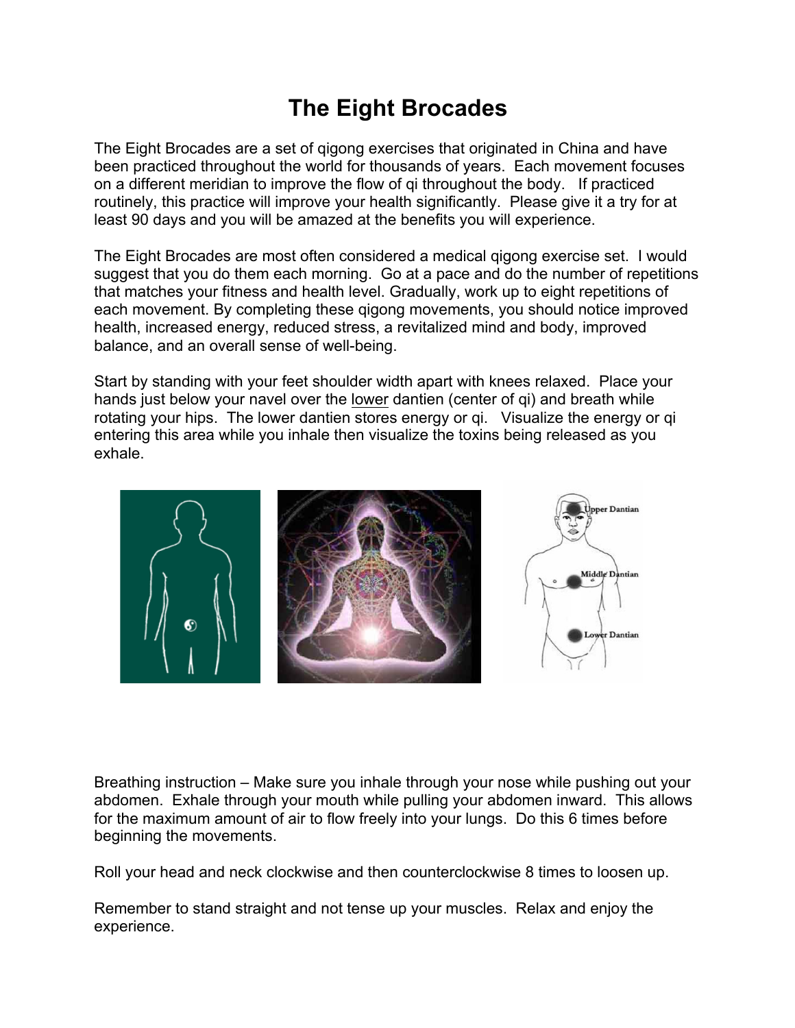# The Eight Brocades

The Eight Brocades are a set of qigong exercises that originated in China and have been practiced throughout the world for thousands of years. Each movement focuses on a different meridian to improve the flow of qi throughout the body. If practiced routinely, this practice will improve your health significantly. Please give it a try for at least 90 days and you will be amazed at the benefits you will experience.

The Eight Brocades are most often considered a medical qigong exercise set. I would suggest that you do them each morning. Go at a pace and do the number of repetitions that matches your fitness and health level. Gradually, work up to eight repetitions of each movement. By completing these qigong movements, you should notice improved health, increased energy, reduced stress, a revitalized mind and body, improved balance, and an overall sense of well-being.

Start by standing with your feet shoulder width apart with knees relaxed. Place your hands just below your navel over the <u>lower</u> dantien (center of qi) and breath while rotating your hips. The lower dantien stores energy or qi. Visualize the energy or qi entering this area while you inhale then visualize the toxins being released as you exhale.

Upper Dantian

Middle Dantian

Lower Dantian

Breathing instruction – Make sure you inhale through your nose while pushing out your abdomen. Exhale through your mouth while pulling your abdomen inward. This allows for the maximum amount of air to flow freely into your lungs. Do this 6 times before beginning the movements.

Roll your head and neck clockwise and then counterclockwise 8 times to loosen up.

Remember to stand straight and not tense up your muscles. Relax and enjoy the experience.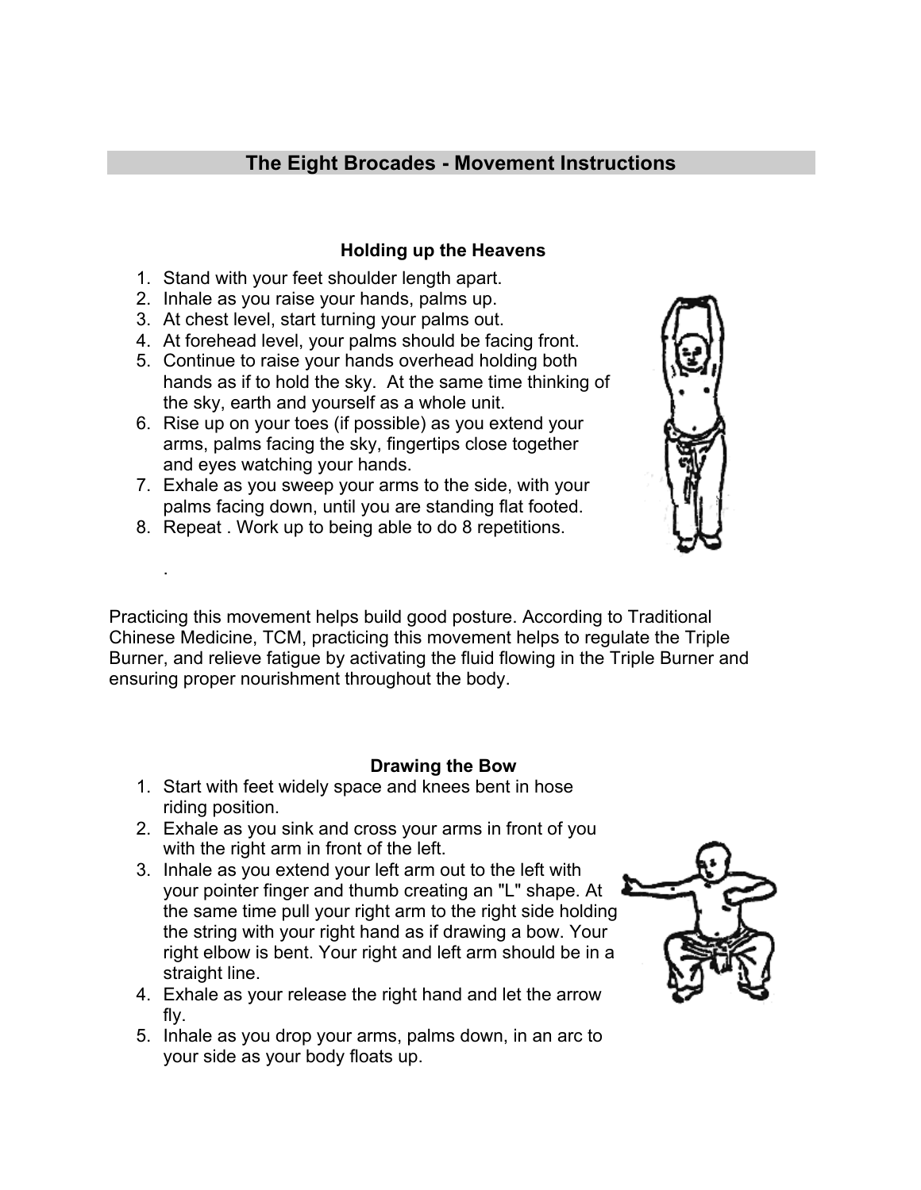## The Eight Brocades - Movement Instructions

### Holding up the Heavens

1. Stand with your feet shoulder length apart.
2. Inhale as you raise your hands, palms up.
3. At chest level, start turning your palms out.
4. At forehead level, your palms should be facing front.
5. Continue to raise your hands overhead holding both hands as if to hold the sky. At the same time thinking of the sky, earth and yourself as a whole unit.
6. Rise up on your toes (if possible) as you extend your arms, palms facing the sky, fingertips close together and eyes watching your hands.
7. Exhale as you sweep your arms to the side, with your palms facing down, until you are standing flat footed.
8. Repeat . Work up to being able to do 8 repetitions.

.

Practicing this movement helps build good posture. According to Traditional Chinese Medicine, TCM, practicing this movement helps to regulate the Triple Burner, and relieve fatigue by activating the fluid flowing in the Triple Burner and ensuring proper nourishment throughout the body.

### Drawing the Bow

1. Start with feet widely space and knees bent in hose riding position.
2. Exhale as you sink and cross your arms in front of you with the right arm in front of the left.
3. Inhale as you extend your left arm out to the left with your pointer finger and thumb creating an "L" shape. At the same time pull your right arm to the right side holding the string with your right hand as if drawing a bow. Your right elbow is bent. Your right and left arm should be in a straight line.
4. Exhale as your release the right hand and let the arrow fly.
5. Inhale as you drop your arms, palms down, in an arc to your side as your body floats up.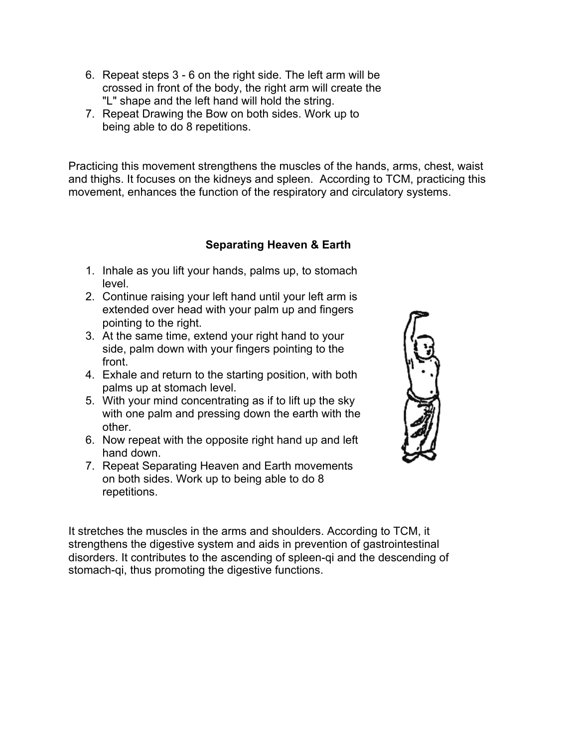6. Repeat steps 3 - 6 on the right side. The left arm will be crossed in front of the body, the right arm will create the "L" shape and the left hand will hold the string.
7. Repeat Drawing the Bow on both sides. Work up to being able to do 8 repetitions.

Practicing this movement strengthens the muscles of the hands, arms, chest, waist and thighs. It focuses on the kidneys and spleen. According to TCM, practicing this movement, enhances the function of the respiratory and circulatory systems.

### Separating Heaven & Earth

1. Inhale as you lift your hands, palms up, to stomach level.
2. Continue raising your left hand until your left arm is extended over head with your palm up and fingers pointing to the right.
3. At the same time, extend your right hand to your side, palm down with your fingers pointing to the front.
4. Exhale and return to the starting position, with both palms up at stomach level.
5. With your mind concentrating as if to lift up the sky with one palm and pressing down the earth with the other.
6. Now repeat with the opposite right hand up and left hand down.
7. Repeat Separating Heaven and Earth movements on both sides. Work up to being able to do 8 repetitions.

It stretches the muscles in the arms and shoulders. According to TCM, it strengthens the digestive system and aids in prevention of gastrointestinal disorders. It contributes to the ascending of spleen-qi and the descending of stomach-qi, thus promoting the digestive functions.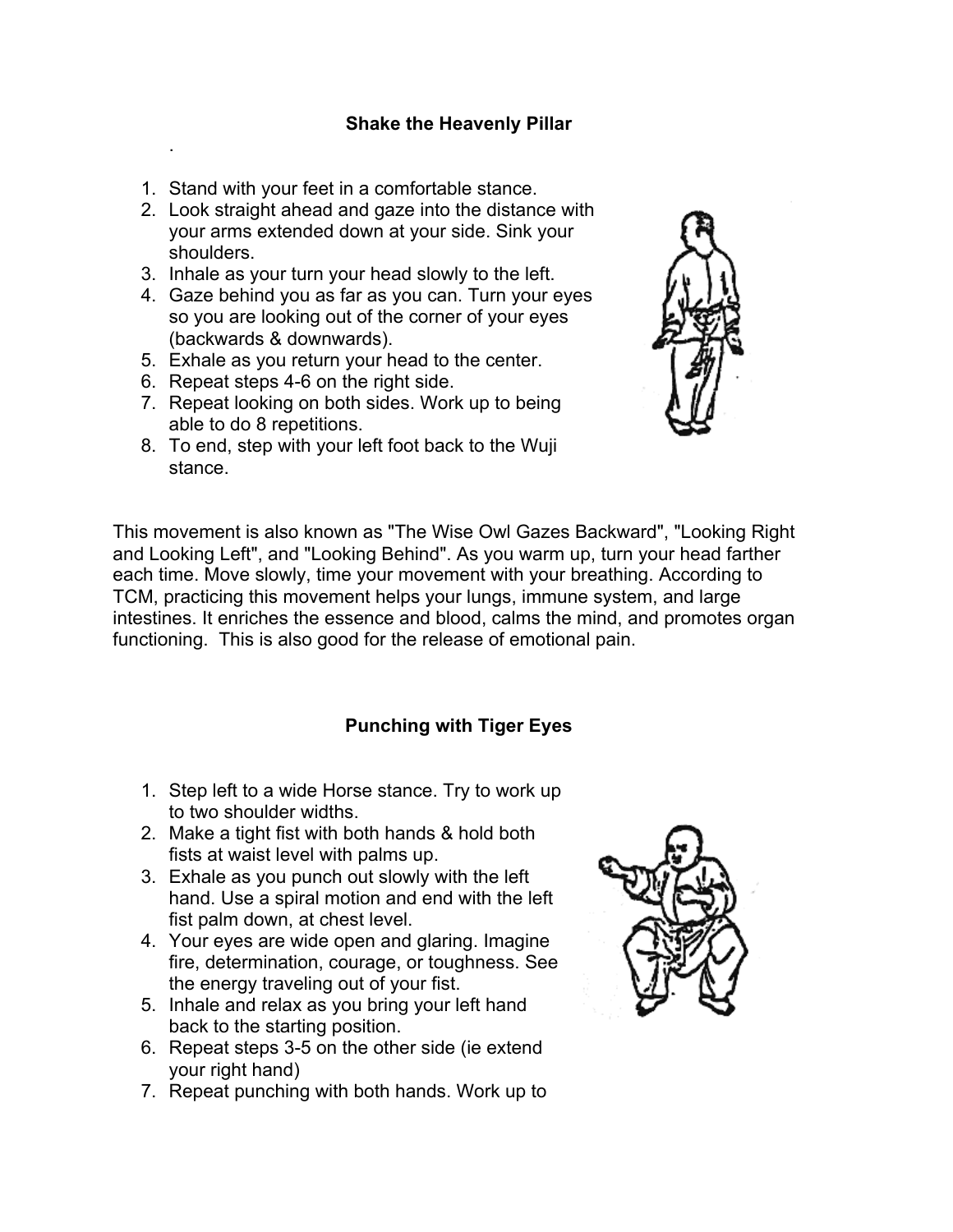### Shake the Heavenly Pillar

.

1. Stand with your feet in a comfortable stance.
2. Look straight ahead and gaze into the distance with your arms extended down at your side. Sink your shoulders.
3. Inhale as your turn your head slowly to the left.
4. Gaze behind you as far as you can. Turn your eyes so you are looking out of the corner of your eyes (backwards & downwards).
5. Exhale as you return your head to the center.
6. Repeat steps 4-6 on the right side.
7. Repeat looking on both sides. Work up to being able to do 8 repetitions.
8. To end, step with your left foot back to the Wuji stance.

This movement is also known as "The Wise Owl Gazes Backward", "Looking Right and Looking Left", and "Looking Behind". As you warm up, turn your head farther each time. Move slowly, time your movement with your breathing. According to TCM, practicing this movement helps your lungs, immune system, and large intestines. It enriches the essence and blood, calms the mind, and promotes organ functioning. This is also good for the release of emotional pain.

### Punching with Tiger Eyes

1. Step left to a wide Horse stance. Try to work up to two shoulder widths.
2. Make a tight fist with both hands & hold both fists at waist level with palms up.
3. Exhale as you punch out slowly with the left hand. Use a spiral motion and end with the left fist palm down, at chest level.
4. Your eyes are wide open and glaring. Imagine fire, determination, courage, or toughness. See the energy traveling out of your fist.
5. Inhale and relax as you bring your left hand back to the starting position.
6. Repeat steps 3-5 on the other side (ie extend your right hand)
7. Repeat punching with both hands. Work up to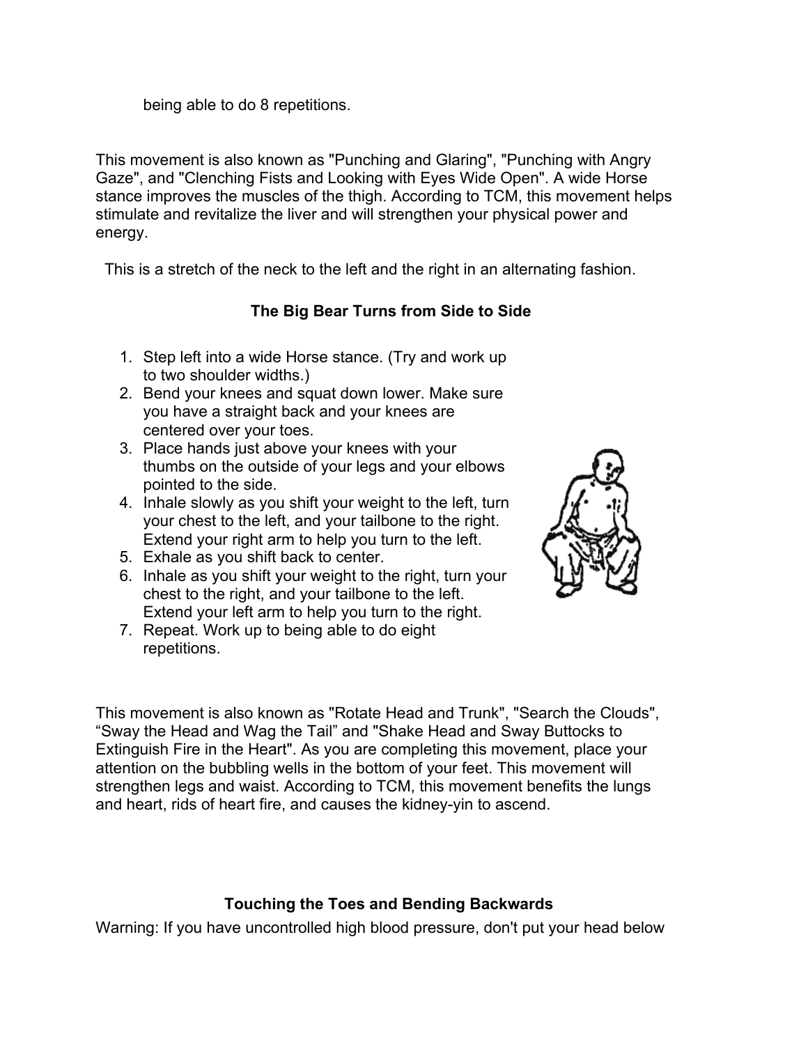being able to do 8 repetitions.

This movement is also known as "Punching and Glaring", "Punching with Angry Gaze", and "Clenching Fists and Looking with Eyes Wide Open". A wide Horse stance improves the muscles of the thigh. According to TCM, this movement helps stimulate and revitalize the liver and will strengthen your physical power and energy.

This is a stretch of the neck to the left and the right in an alternating fashion.

### The Big Bear Turns from Side to Side

1. Step left into a wide Horse stance. (Try and work up to two shoulder widths.)
2. Bend your knees and squat down lower. Make sure you have a straight back and your knees are centered over your toes.
3. Place hands just above your knees with your thumbs on the outside of your legs and your elbows pointed to the side.
4. Inhale slowly as you shift your weight to the left, turn your chest to the left, and your tailbone to the right. Extend your right arm to help you turn to the left.
5. Exhale as you shift back to center.
6. Inhale as you shift your weight to the right, turn your chest to the right, and your tailbone to the left. Extend your left arm to help you turn to the right.
7. Repeat. Work up to being able to do eight repetitions.

This movement is also known as "Rotate Head and Trunk", "Search the Clouds", “Sway the Head and Wag the Tail” and "Shake Head and Sway Buttocks to Extinguish Fire in the Heart". As you are completing this movement, place your attention on the bubbling wells in the bottom of your feet. This movement will strengthen legs and waist. According to TCM, this movement benefits the lungs and heart, rids of heart fire, and causes the kidney-yin to ascend.

### Touching the Toes and Bending Backwards

Warning: If you have uncontrolled high blood pressure, don't put your head below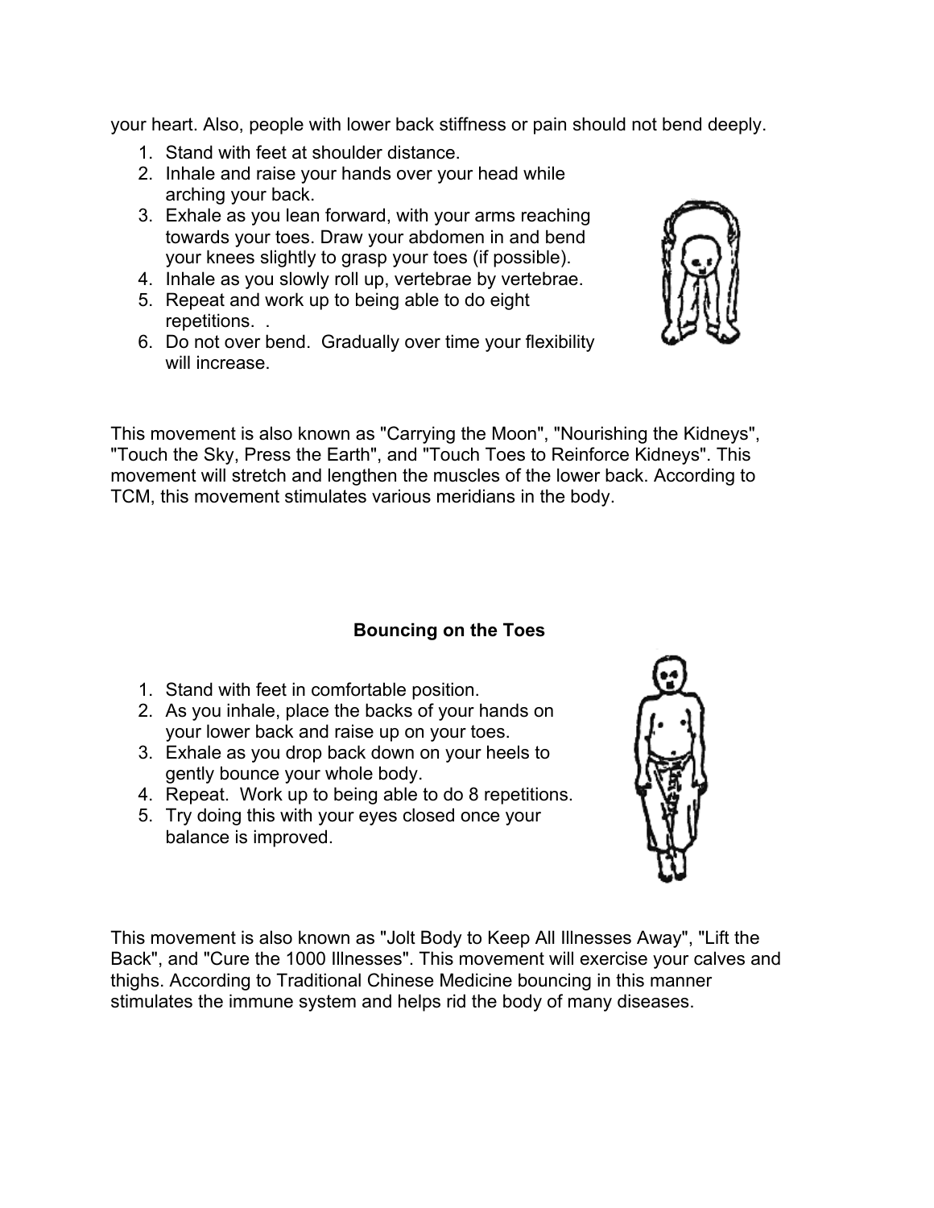your heart. Also, people with lower back stiffness or pain should not bend deeply.

1. Stand with feet at shoulder distance.
2. Inhale and raise your hands over your head while arching your back.
3. Exhale as you lean forward, with your arms reaching towards your toes. Draw your abdomen in and bend your knees slightly to grasp your toes (if possible).
4. Inhale as you slowly roll up, vertebrae by vertebrae.
5. Repeat and work up to being able to do eight repetitions. .
6. Do not over bend. Gradually over time your flexibility will increase.

This movement is also known as "Carrying the Moon", "Nourishing the Kidneys", "Touch the Sky, Press the Earth", and "Touch Toes to Reinforce Kidneys". This movement will stretch and lengthen the muscles of the lower back. According to TCM, this movement stimulates various meridians in the body.

### Bouncing on the Toes

1. Stand with feet in comfortable position.
2. As you inhale, place the backs of your hands on your lower back and raise up on your toes.
3. Exhale as you drop back down on your heels to gently bounce your whole body.
4. Repeat. Work up to being able to do 8 repetitions.
5. Try doing this with your eyes closed once your balance is improved.

This movement is also known as "Jolt Body to Keep All Illnesses Away", "Lift the Back", and "Cure the 1000 Illnesses". This movement will exercise your calves and thighs. According to Traditional Chinese Medicine bouncing in this manner stimulates the immune system and helps rid the body of many diseases.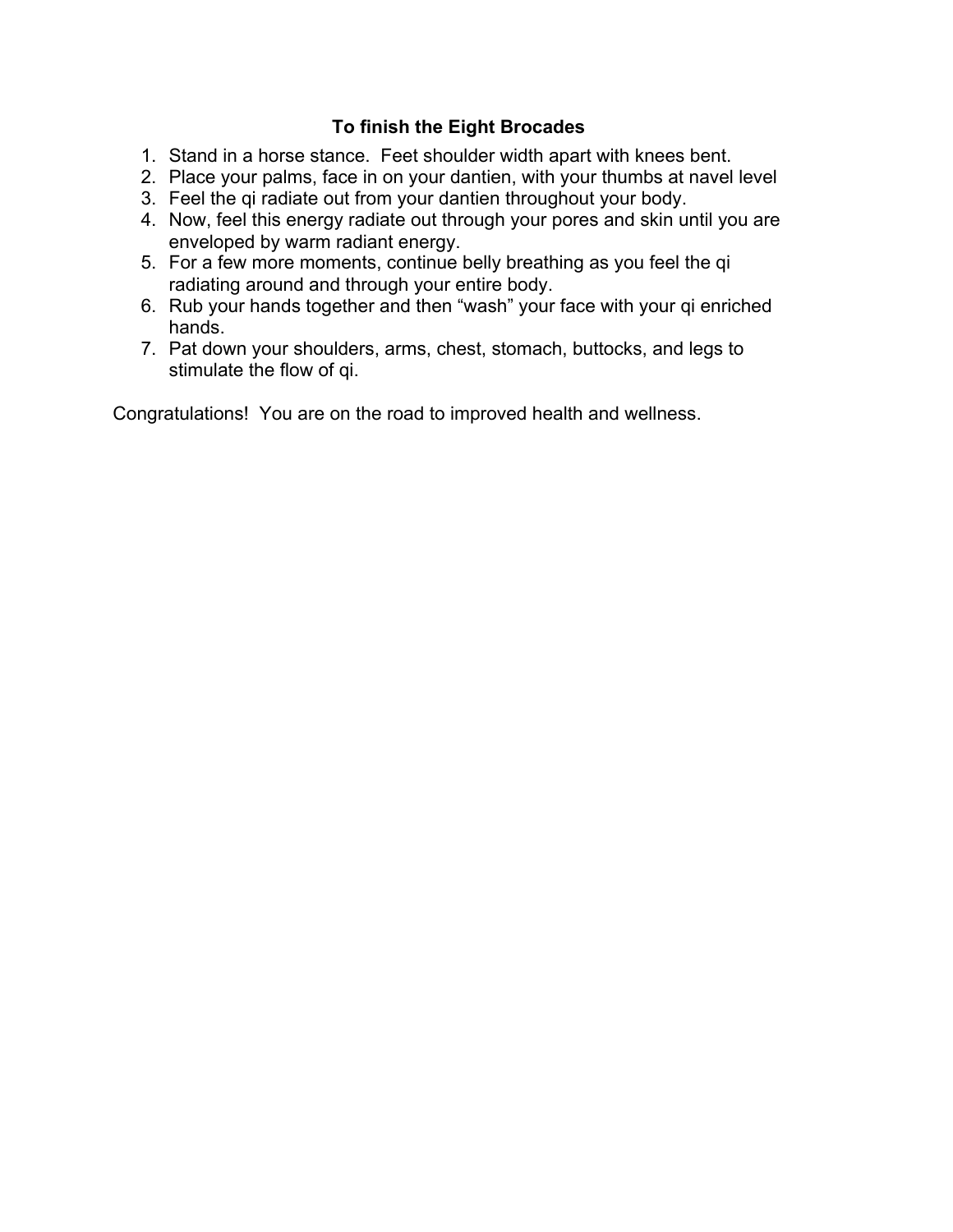### To finish the Eight Brocades

1. Stand in a horse stance.  Feet shoulder width apart with knees bent.
2. Place your palms, face in on your dantien, with your thumbs at navel level
3. Feel the qi radiate out from your dantien throughout your body.
4. Now, feel this energy radiate out through your pores and skin until you are enveloped by warm radiant energy.
5. For a few more moments, continue belly breathing as you feel the qi radiating around and through your entire body.
6. Rub your hands together and then "wash" your face with your qi enriched hands.
7. Pat down your shoulders, arms, chest, stomach, buttocks, and legs to stimulate the flow of qi.

Congratulations!  You are on the road to improved health and wellness.